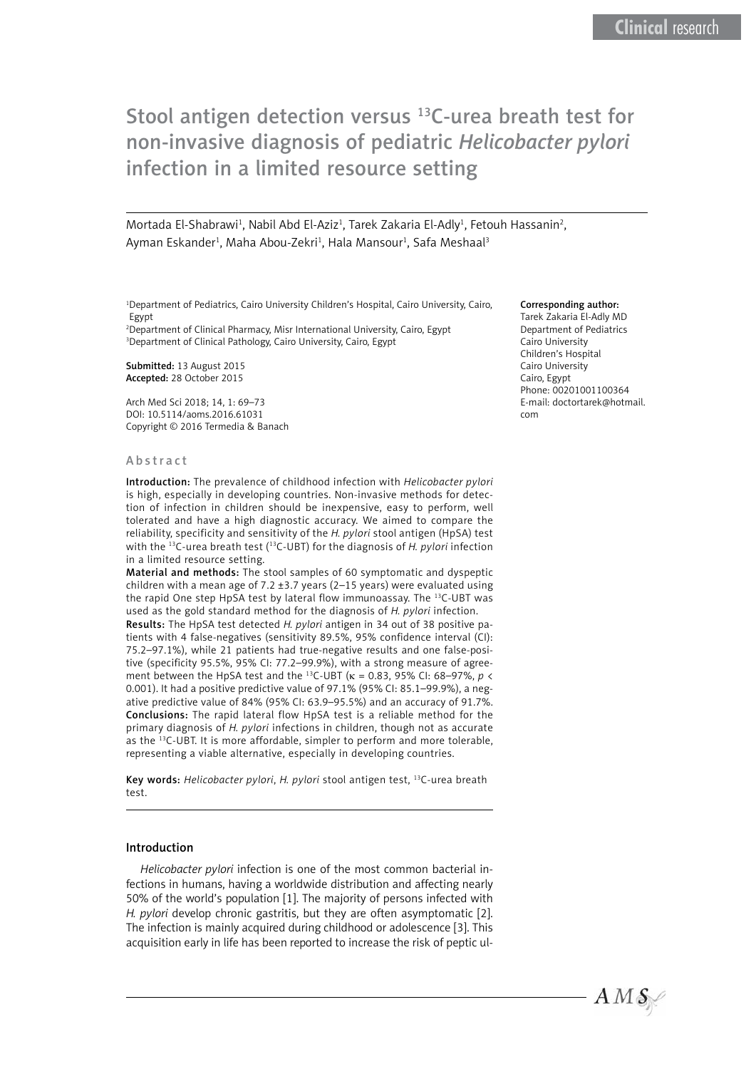Clinical research

# Stool antigen detection versus $^{13}$C-urea breath test for non-invasive diagnosis of pediatric *Helicobacter pylori* infection in a limited resource setting

Mortada El-Shabrawi[1], Nabil Abd El-Aziz[1], Tarek Zakaria El-Adly[1], Fetouh Hassanin[2], Ayman Eskander[1], Maha Abou-Zekri[1], Hala Mansour[1], Safa Meshaal[3]

[1]Department of Pediatrics, Cairo University Children's Hospital, Cairo University, Cairo, Egypt
[2]Department of Clinical Pharmacy, Misr International University, Cairo, Egypt
[3]Department of Clinical Pathology, Cairo University, Cairo, Egypt

**Submitted:** 13 August 2015
**Accepted:** 28 October 2015

Arch Med Sci 2018; 14, 1: 69–73
DOI: 10.5114/aoms.2016.61031
Copyright © 2016 Termedia & Banach

**Corresponding author:**
Tarek Zakaria El-Adly MD
Department of Pediatrics
Cairo University
Children's Hospital
Cairo University
Cairo, Egypt
Phone: 00201001100364
E-mail: doctortarek@hotmail.com

## Abstract

**Introduction:** The prevalence of childhood infection with *Helicobacter pylori* is high, especially in developing countries. Non-invasive methods for detection of infection in children should be inexpensive, easy to perform, well tolerated and have a high diagnostic accuracy. We aimed to compare the reliability, specificity and sensitivity of the *H. pylori* stool antigen (HpSA) test with the $^{13}$C-urea breath test ($^{13}$C-UBT) for the diagnosis of *H. pylori* infection in a limited resource setting.

**Material and methods:** The stool samples of 60 symptomatic and dyspeptic children with a mean age of 7.2 ±3.7 years (2–15 years) were evaluated using the rapid One step HpSA test by lateral flow immunoassay. The $^{13}$C-UBT was used as the gold standard method for the diagnosis of *H. pylori* infection.

**Results:** The HpSA test detected *H. pylori* antigen in 34 out of 38 positive patients with 4 false-negatives (sensitivity 89.5%, 95% confidence interval (CI): 75.2–97.1%), while 21 patients had true-negative results and one false-positive (specificity 95.5%, 95% CI: 77.2–99.9%), with a strong measure of agreement between the HpSA test and the $^{13}$C-UBT ($\kappa$ = 0.83, 95% CI: 68–97%, $p <$ 0.001). It had a positive predictive value of 97.1% (95% CI: 85.1–99.9%), a negative predictive value of 84% (95% CI: 63.9–95.5%) and an accuracy of 91.7%.

**Conclusions:** The rapid lateral flow HpSA test is a reliable method for the primary diagnosis of *H. pylori* infections in children, though not as accurate as the $^{13}$C-UBT. It is more affordable, simpler to perform and more tolerable, representing a viable alternative, especially in developing countries.

**Key words:** *Helicobacter pylori*, *H. pylori* stool antigen test, $^{13}$C-urea breath test.

## Introduction

*Helicobacter pylori* infection is one of the most common bacterial infections in humans, having a worldwide distribution and affecting nearly 50% of the world's population [1]. The majority of persons infected with *H. pylori* develop chronic gastritis, but they are often asymptomatic [2]. The infection is mainly acquired during childhood or adolescence [3]. This acquisition early in life has been reported to increase the risk of peptic ul-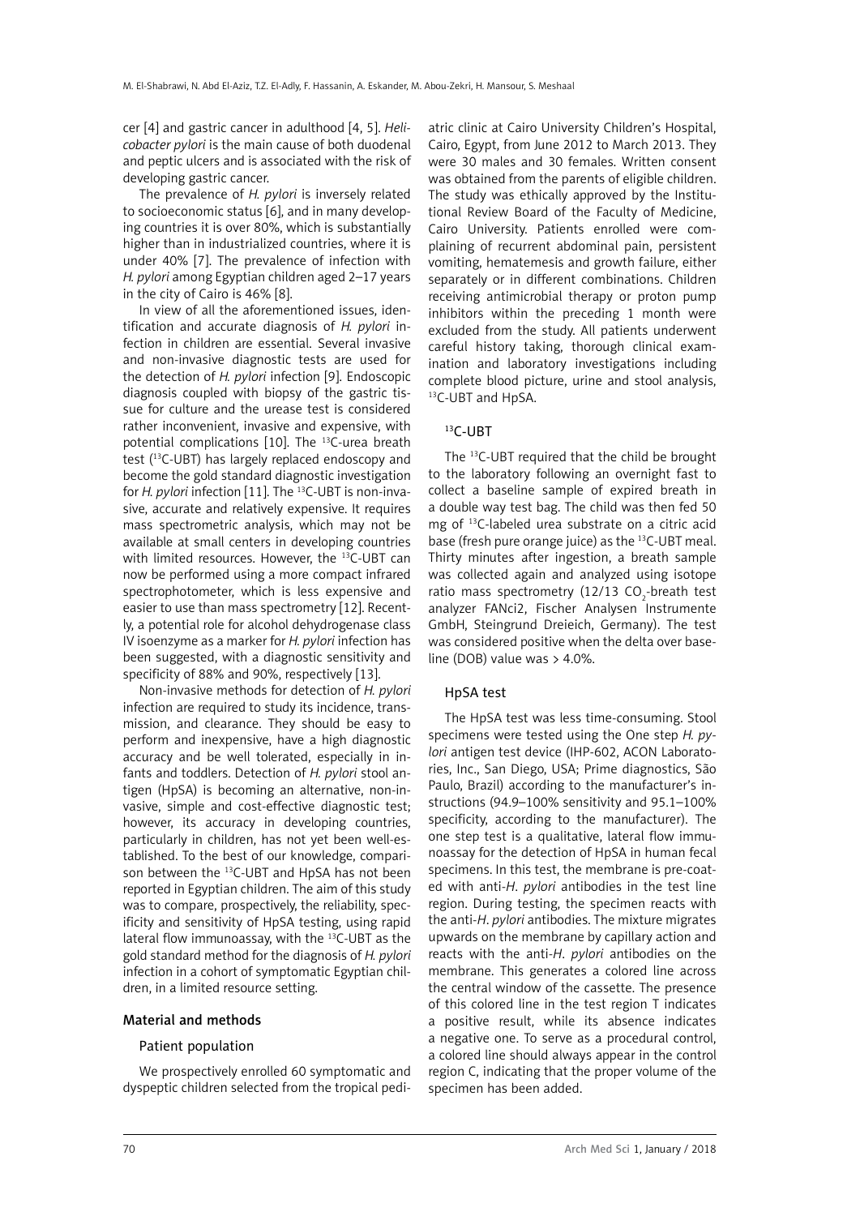cer [4] and gastric cancer in adulthood [4, 5]. *Helicobacter pylori* is the main cause of both duodenal and peptic ulcers and is associated with the risk of developing gastric cancer.

The prevalence of *H. pylori* is inversely related to socioeconomic status [6], and in many developing countries it is over 80%, which is substantially higher than in industrialized countries, where it is under 40% [7]. The prevalence of infection with *H. pylori* among Egyptian children aged 2–17 years in the city of Cairo is 46% [8].

In view of all the aforementioned issues, identification and accurate diagnosis of *H. pylori* infection in children are essential. Several invasive and non-invasive diagnostic tests are used for the detection of *H. pylori* infection [9]. Endoscopic diagnosis coupled with biopsy of the gastric tissue for culture and the urease test is considered rather inconvenient, invasive and expensive, with potential complications [10]. The $^{13}$C-urea breath test ($^{13}$C-UBT) has largely replaced endoscopy and become the gold standard diagnostic investigation for *H. pylori* infection [11]. The $^{13}$C-UBT is non-invasive, accurate and relatively expensive. It requires mass spectrometric analysis, which may not be available at small centers in developing countries with limited resources. However, the $^{13}$C-UBT can now be performed using a more compact infrared spectrophotometer, which is less expensive and easier to use than mass spectrometry [12]. Recently, a potential role for alcohol dehydrogenase class IV isoenzyme as a marker for *H. pylori* infection has been suggested, with a diagnostic sensitivity and specificity of 88% and 90%, respectively [13].

Non-invasive methods for detection of *H. pylori* infection are required to study its incidence, transmission, and clearance. They should be easy to perform and inexpensive, have a high diagnostic accuracy and be well tolerated, especially in infants and toddlers. Detection of *H. pylori* stool antigen (HpSA) is becoming an alternative, non-invasive, simple and cost-effective diagnostic test; however, its accuracy in developing countries, particularly in children, has not yet been well-established. To the best of our knowledge, comparison between the $^{13}$C-UBT and HpSA has not been reported in Egyptian children. The aim of this study was to compare, prospectively, the reliability, specificity and sensitivity of HpSA testing, using rapid lateral flow immunoassay, with the $^{13}$C-UBT as the gold standard method for the diagnosis of *H. pylori* infection in a cohort of symptomatic Egyptian children, in a limited resource setting.

## Material and methods

### Patient population

We prospectively enrolled 60 symptomatic and dyspeptic children selected from the tropical pediatric clinic at Cairo University Children's Hospital, Cairo, Egypt, from June 2012 to March 2013. They were 30 males and 30 females. Written consent was obtained from the parents of eligible children. The study was ethically approved by the Institutional Review Board of the Faculty of Medicine, Cairo University. Patients enrolled were complaining of recurrent abdominal pain, persistent vomiting, hematemesis and growth failure, either separately or in different combinations. Children receiving antimicrobial therapy or proton pump inhibitors within the preceding 1 month were excluded from the study. All patients underwent careful history taking, thorough clinical examination and laboratory investigations including complete blood picture, urine and stool analysis, $^{13}$C-UBT and HpSA.

### $^{13}$C-UBT

The $^{13}$C-UBT required that the child be brought to the laboratory following an overnight fast to collect a baseline sample of expired breath in a double way test bag. The child was then fed 50 mg of $^{13}$C-labeled urea substrate on a citric acid base (fresh pure orange juice) as the $^{13}$C-UBT meal. Thirty minutes after ingestion, a breath sample was collected again and analyzed using isotope ratio mass spectrometry (12/13 $CO_2$-breath test analyzer FANci2, Fischer Analysen Instrumente GmbH, Steingrund Dreieich, Germany). The test was considered positive when the delta over baseline (DOB) value was > 4.0%.

### HpSA test

The HpSA test was less time-consuming. Stool specimens were tested using the One step *H. pylori* antigen test device (IHP-602, ACON Laboratories, Inc., San Diego, USA; Prime diagnostics, São Paulo, Brazil) according to the manufacturer's instructions (94.9–100% sensitivity and 95.1–100% specificity, according to the manufacturer). The one step test is a qualitative, lateral flow immunoassay for the detection of HpSA in human fecal specimens. In this test, the membrane is pre-coated with anti-*H. pylori* antibodies in the test line region. During testing, the specimen reacts with the anti-*H. pylori* antibodies. The mixture migrates upwards on the membrane by capillary action and reacts with the anti-*H. pylori* antibodies on the membrane. This generates a colored line across the central window of the cassette. The presence of this colored line in the test region T indicates a positive result, while its absence indicates a negative one. To serve as a procedural control, a colored line should always appear in the control region C, indicating that the proper volume of the specimen has been added.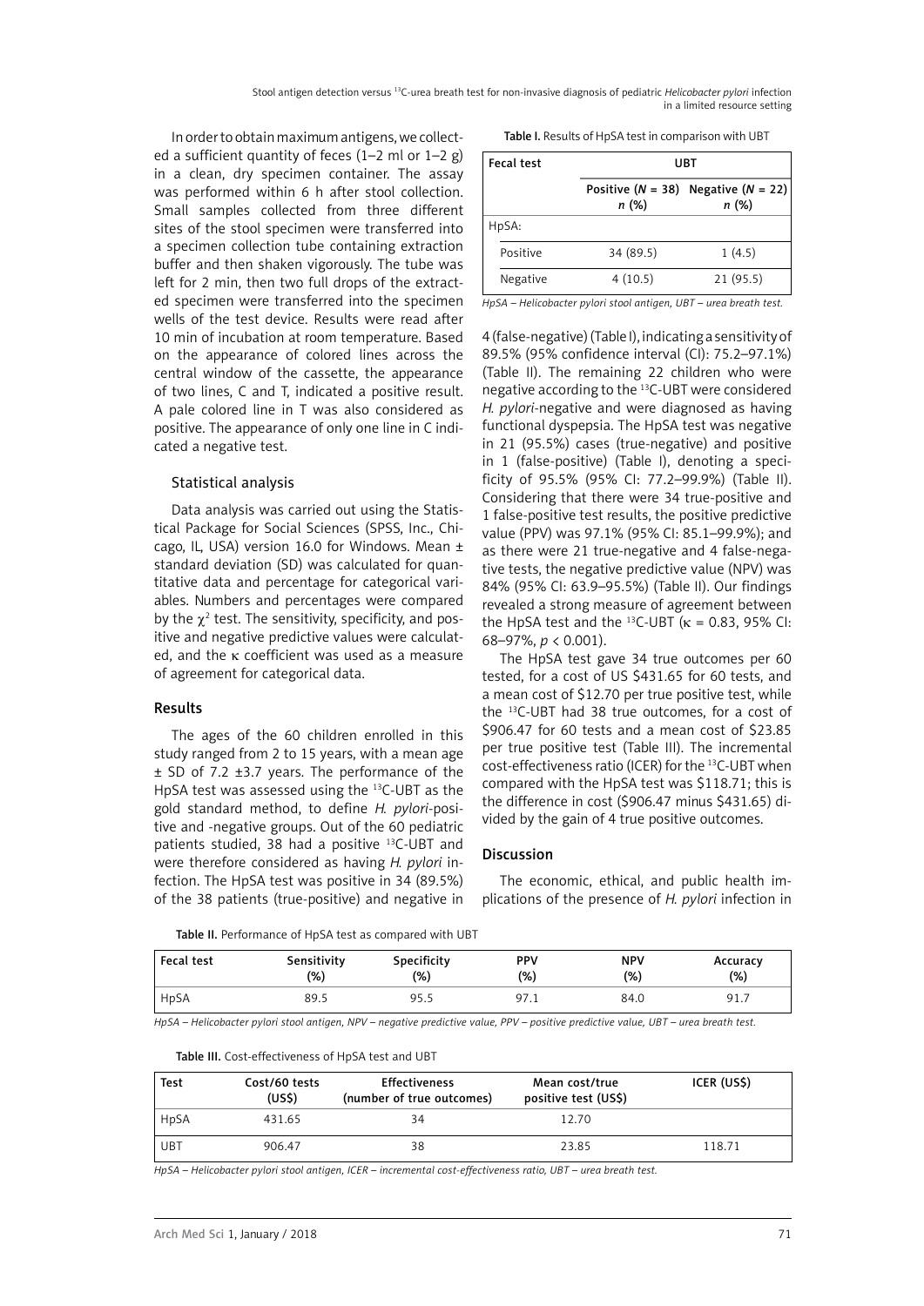In order to obtain maximum antigens, we collected a sufficient quantity of feces (1–2 ml or 1–2 g) in a clean, dry specimen container. The assay was performed within 6 h after stool collection. Small samples collected from three different sites of the stool specimen were transferred into a specimen collection tube containing extraction buffer and then shaken vigorously. The tube was left for 2 min, then two full drops of the extracted specimen were transferred into the specimen wells of the test device. Results were read after 10 min of incubation at room temperature. Based on the appearance of colored lines across the central window of the cassette, the appearance of two lines, C and T, indicated a positive result. A pale colored line in T was also considered as positive. The appearance of only one line in C indicated a negative test.

### Statistical analysis

Data analysis was carried out using the Statistical Package for Social Sciences (SPSS, Inc., Chicago, IL, USA) version 16.0 for Windows. Mean ± standard deviation (SD) was calculated for quantitative data and percentage for categorical variables. Numbers and percentages were compared by the $\chi^2$ test. The sensitivity, specificity, and positive and negative predictive values were calculated, and the κ coefficient was used as a measure of agreement for categorical data.

## Results

The ages of the 60 children enrolled in this study ranged from 2 to 15 years, with a mean age ± SD of 7.2 ±3.7 years. The performance of the HpSA test was assessed using the $^{13}$C-UBT as the gold standard method, to define *H. pylori*-positive and -negative groups. Out of the 60 pediatric patients studied, 38 had a positive $^{13}$C-UBT and were therefore considered as having *H. pylori* infection. The HpSA test was positive in 34 (89.5%) of the 38 patients (true-positive) and negative in 4 (false-negative) (Table I), indicating a sensitivity of 89.5% (95% confidence interval (CI): 75.2–97.1%) (Table II). The remaining 22 children who were negative according to the $^{13}$C-UBT were considered *H. pylori*-negative and were diagnosed as having functional dyspepsia. The HpSA test was negative in 21 (95.5%) cases (true-negative) and positive in 1 (false-positive) (Table I), denoting a specificity of 95.5% (95% CI: 77.2–99.9%) (Table II). Considering that there were 34 true-positive and 1 false-positive test results, the positive predictive value (PPV) was 97.1% (95% CI: 85.1–99.9%); and as there were 21 true-negative and 4 false-negative tests, the negative predictive value (NPV) was 84% (95% CI: 63.9–95.5%) (Table II). Our findings revealed a strong measure of agreement between the HpSA test and the $^{13}$C-UBT (κ = 0.83, 95% CI: 68–97%, $p < 0.001$).

The HpSA test gave 34 true outcomes per 60 tested, for a cost of US $431.65 for 60 tests, and a mean cost of $12.70 per true positive test, while the $^{13}$C-UBT had 38 true outcomes, for a cost of $906.47 for 60 tests and a mean cost of $23.85 per true positive test (Table III). The incremental cost-effectiveness ratio (ICER) for the $^{13}$C-UBT when compared with the HpSA test was $118.71; this is the difference in cost ($906.47 minus $431.65) divided by the gain of 4 true positive outcomes.

**Table I.** Results of HpSA test in comparison with UBT

| Fecal test | UBT | |
|---|---|---|
| | Positive ($N$ = 38) *n* (%) | Negative ($N$ = 22) *n* (%) |
| HpSA: | | |
| Positive | 34 (89.5) | 1 (4.5) |
| Negative | 4 (10.5) | 21 (95.5) |

*HpSA – Helicobacter pylori stool antigen, UBT – urea breath test.*

**Table II.** Performance of HpSA test as compared with UBT

| Fecal test | Sensitivity (%) | Specificity (%) | PPV (%) | NPV (%) | Accuracy (%) |
|---|---|---|---|---|---|
| HpSA | 89.5 | 95.5 | 97.1 | 84.0 | 91.7 |

*HpSA – Helicobacter pylori stool antigen, NPV – negative predictive value, PPV – positive predictive value, UBT – urea breath test.*

**Table III.** Cost-effectiveness of HpSA test and UBT

| Test | Cost/60 tests (US$) | Effectiveness (number of true outcomes) | Mean cost/true positive test (US$) | ICER (US$) |
|---|---|---|---|---|
| HpSA | 431.65 | 34 | 12.70 | |
| UBT | 906.47 | 38 | 23.85 | 118.71 |

*HpSA – Helicobacter pylori stool antigen, ICER – incremental cost-effectiveness ratio, UBT – urea breath test.*

## Discussion

The economic, ethical, and public health implications of the presence of *H. pylori* infection in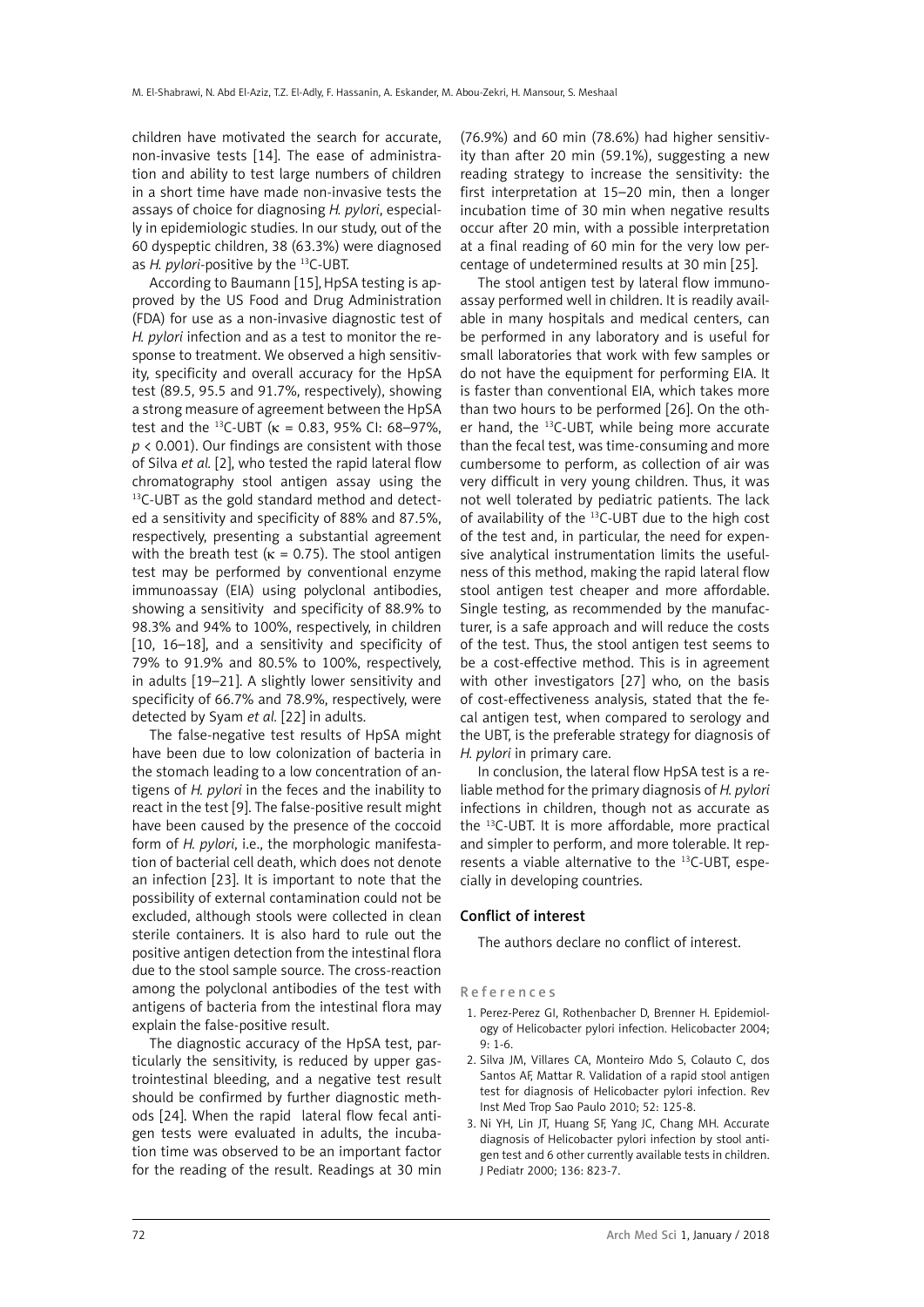children have motivated the search for accurate, non-invasive tests [14]. The ease of administration and ability to test large numbers of children in a short time have made non-invasive tests the assays of choice for diagnosing *H. pylori*, especially in epidemiologic studies. In our study, out of the 60 dyspeptic children, 38 (63.3%) were diagnosed as *H. pylori*-positive by the $^{13}$C-UBT.

According to Baumann [15], HpSA testing is approved by the US Food and Drug Administration (FDA) for use as a non-invasive diagnostic test of *H. pylori* infection and as a test to monitor the response to treatment. We observed a high sensitivity, specificity and overall accuracy for the HpSA test (89.5, 95.5 and 91.7%, respectively), showing a strong measure of agreement between the HpSA test and the $^{13}$C-UBT ($\kappa$ = 0.83, 95% CI: 68–97%, $p$ < 0.001). Our findings are consistent with those of Silva *et al.* [2], who tested the rapid lateral flow chromatography stool antigen assay using the $^{13}$C-UBT as the gold standard method and detected a sensitivity and specificity of 88% and 87.5%, respectively, presenting a substantial agreement with the breath test ($\kappa$ = 0.75). The stool antigen test may be performed by conventional enzyme immunoassay (EIA) using polyclonal antibodies, showing a sensitivity and specificity of 88.9% to 98.3% and 94% to 100%, respectively, in children [10, 16–18], and a sensitivity and specificity of 79% to 91.9% and 80.5% to 100%, respectively, in adults [19–21]. A slightly lower sensitivity and specificity of 66.7% and 78.9%, respectively, were detected by Syam *et al.* [22] in adults.

The false-negative test results of HpSA might have been due to low colonization of bacteria in the stomach leading to a low concentration of antigens of *H. pylori* in the feces and the inability to react in the test [9]. The false-positive result might have been caused by the presence of the coccoid form of *H. pylori*, i.e., the morphologic manifestation of bacterial cell death, which does not denote an infection [23]. It is important to note that the possibility of external contamination could not be excluded, although stools were collected in clean sterile containers. It is also hard to rule out the positive antigen detection from the intestinal flora due to the stool sample source. The cross-reaction among the polyclonal antibodies of the test with antigens of bacteria from the intestinal flora may explain the false-positive result.

The diagnostic accuracy of the HpSA test, particularly the sensitivity, is reduced by upper gastrointestinal bleeding, and a negative test result should be confirmed by further diagnostic methods [24]. When the rapid lateral flow fecal antigen tests were evaluated in adults, the incubation time was observed to be an important factor for the reading of the result. Readings at 30 min (76.9%) and 60 min (78.6%) had higher sensitivity than after 20 min (59.1%), suggesting a new reading strategy to increase the sensitivity: the first interpretation at 15–20 min, then a longer incubation time of 30 min when negative results occur after 20 min, with a possible interpretation at a final reading of 60 min for the very low percentage of undetermined results at 30 min [25].

The stool antigen test by lateral flow immunoassay performed well in children. It is readily available in many hospitals and medical centers, can be performed in any laboratory and is useful for small laboratories that work with few samples or do not have the equipment for performing EIA. It is faster than conventional EIA, which takes more than two hours to be performed [26]. On the other hand, the $^{13}$C-UBT, while being more accurate than the fecal test, was time-consuming and more cumbersome to perform, as collection of air was very difficult in very young children. Thus, it was not well tolerated by pediatric patients. The lack of availability of the $^{13}$C-UBT due to the high cost of the test and, in particular, the need for expensive analytical instrumentation limits the usefulness of this method, making the rapid lateral flow stool antigen test cheaper and more affordable. Single testing, as recommended by the manufacturer, is a safe approach and will reduce the costs of the test. Thus, the stool antigen test seems to be a cost-effective method. This is in agreement with other investigators [27] who, on the basis of cost-effectiveness analysis, stated that the fecal antigen test, when compared to serology and the UBT, is the preferable strategy for diagnosis of *H. pylori* in primary care.

In conclusion, the lateral flow HpSA test is a reliable method for the primary diagnosis of *H. pylori* infections in children, though not as accurate as the $^{13}$C-UBT. It is more affordable, more practical and simpler to perform, and more tolerable. It represents a viable alternative to the $^{13}$C-UBT, especially in developing countries.

## Conflict of interest

The authors declare no conflict of interest.

## References

1. Perez-Perez GI, Rothenbacher D, Brenner H. Epidemiology of Helicobacter pylori infection. Helicobacter 2004; 9: 1-6.
2. Silva JM, Villares CA, Monteiro Mdo S, Colauto C, dos Santos AF, Mattar R. Validation of a rapid stool antigen test for diagnosis of Helicobacter pylori infection. Rev Inst Med Trop Sao Paulo 2010; 52: 125-8.
3. Ni YH, Lin JT, Huang SF, Yang JC, Chang MH. Accurate diagnosis of Helicobacter pylori infection by stool antigen test and 6 other currently available tests in children. J Pediatr 2000; 136: 823-7.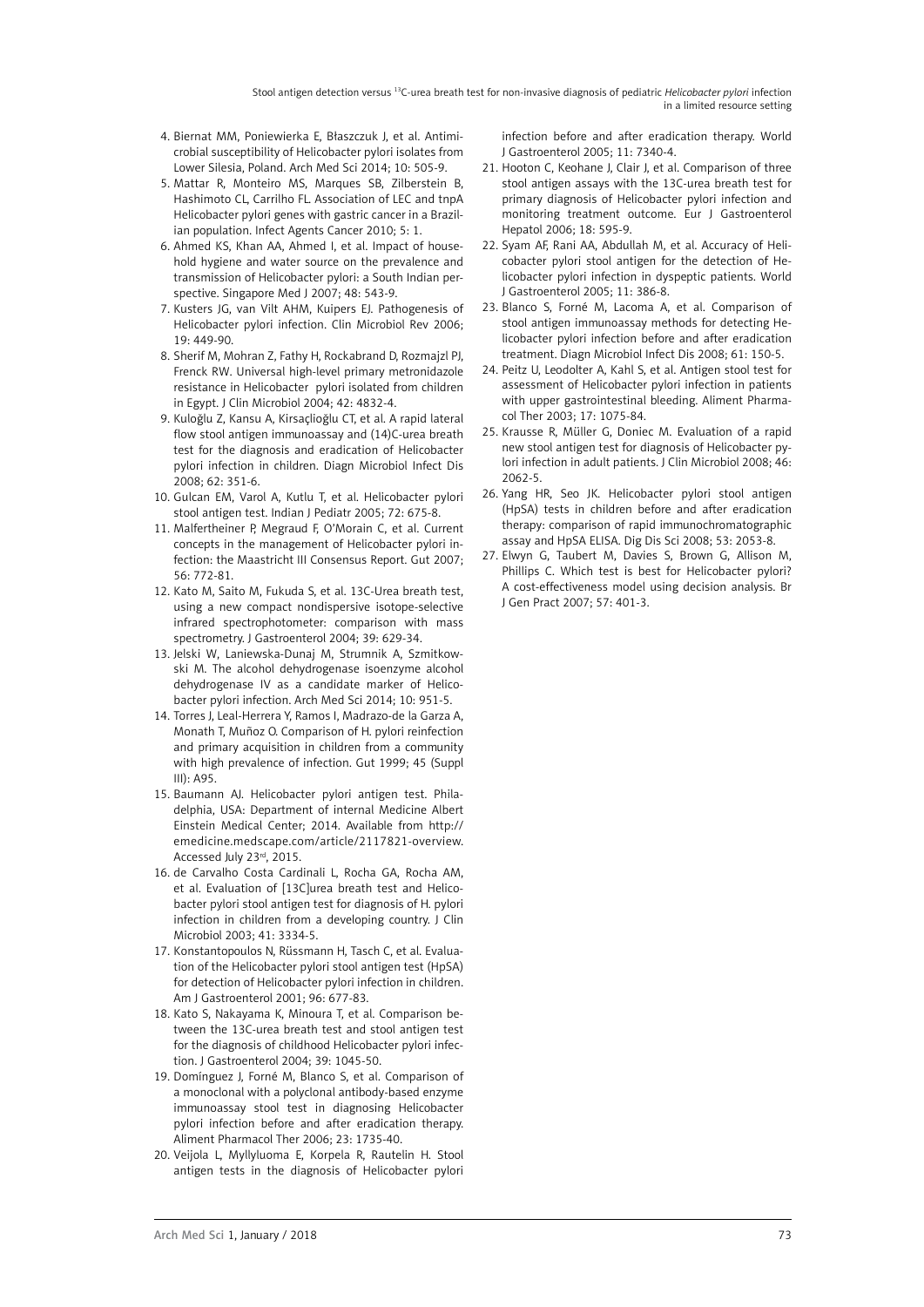4. Biernat MM, Poniewierka E, Błaszczuk J, et al. Antimicrobial susceptibility of Helicobacter pylori isolates from Lower Silesia, Poland. Arch Med Sci 2014; 10: 505-9.
5. Mattar R, Monteiro MS, Marques SB, Zilberstein B, Hashimoto CL, Carrilho FL. Association of LEC and tnpA Helicobacter pylori genes with gastric cancer in a Brazilian population. Infect Agents Cancer 2010; 5: 1.
6. Ahmed KS, Khan AA, Ahmed I, et al. Impact of household hygiene and water source on the prevalence and transmission of Helicobacter pylori: a South Indian perspective. Singapore Med J 2007; 48: 543-9.
7. Kusters JG, van Vilt AHM, Kuipers EJ. Pathogenesis of Helicobacter pylori infection. Clin Microbiol Rev 2006; 19: 449-90.
8. Sherif M, Mohran Z, Fathy H, Rockabrand D, Rozmajzl PJ, Frenck RW. Universal high-level primary metronidazole resistance in Helicobacter pylori isolated from children in Egypt. J Clin Microbiol 2004; 42: 4832-4.
9. Kuloğlu Z, Kansu A, Kirsaçlioğlu CT, et al. A rapid lateral flow stool antigen immunoassay and (14)C-urea breath test for the diagnosis and eradication of Helicobacter pylori infection in children. Diagn Microbiol Infect Dis 2008; 62: 351-6.
10. Gulcan EM, Varol A, Kutlu T, et al. Helicobacter pylori stool antigen test. Indian J Pediatr 2005; 72: 675-8.
11. Malfertheiner P, Megraud F, O'Morain C, et al. Current concepts in the management of Helicobacter pylori infection: the Maastricht III Consensus Report. Gut 2007; 56: 772-81.
12. Kato M, Saito M, Fukuda S, et al. 13C-Urea breath test, using a new compact nondispersive isotope-selective infrared spectrophotometer: comparison with mass spectrometry. J Gastroenterol 2004; 39: 629-34.
13. Jelski W, Laniewska-Dunaj M, Strumnik A, Szmitkowski M. The alcohol dehydrogenase isoenzyme alcohol dehydrogenase IV as a candidate marker of Helicobacter pylori infection. Arch Med Sci 2014; 10: 951-5.
14. Torres J, Leal-Herrera Y, Ramos I, Madrazo-de la Garza A, Monath T, Muñoz O. Comparison of H. pylori reinfection and primary acquisition in children from a community with high prevalence of infection. Gut 1999; 45 (Suppl III): A95.
15. Baumann AJ. Helicobacter pylori antigen test. Philadelphia, USA: Department of internal Medicine Albert Einstein Medical Center; 2014. Available from http://emedicine.medscape.com/article/2117821-overview. Accessed July 23rd, 2015.
16. de Carvalho Costa Cardinali L, Rocha GA, Rocha AM, et al. Evaluation of [13C]urea breath test and Helicobacter pylori stool antigen test for diagnosis of H. pylori infection in children from a developing country. J Clin Microbiol 2003; 41: 3334-5.
17. Konstantopoulos N, Rüssmann H, Tasch C, et al. Evaluation of the Helicobacter pylori stool antigen test (HpSA) for detection of Helicobacter pylori infection in children. Am J Gastroenterol 2001; 96: 677-83.
18. Kato S, Nakayama K, Minoura T, et al. Comparison between the 13C-urea breath test and stool antigen test for the diagnosis of childhood Helicobacter pylori infection. J Gastroenterol 2004; 39: 1045-50.
19. Domínguez J, Forné M, Blanco S, et al. Comparison of a monoclonal with a polyclonal antibody-based enzyme immunoassay stool test in diagnosing Helicobacter pylori infection before and after eradication therapy. Aliment Pharmacol Ther 2006; 23: 1735-40.
20. Veijola L, Myllyluoma E, Korpela R, Rautelin H. Stool antigen tests in the diagnosis of Helicobacter pylori infection before and after eradication therapy. World J Gastroenterol 2005; 11: 7340-4.
21. Hooton C, Keohane J, Clair J, et al. Comparison of three stool antigen assays with the 13C-urea breath test for primary diagnosis of Helicobacter pylori infection and monitoring treatment outcome. Eur J Gastroenterol Hepatol 2006; 18: 595-9.
22. Syam AF, Rani AA, Abdullah M, et al. Accuracy of Helicobacter pylori stool antigen for the detection of Helicobacter pylori infection in dyspeptic patients. World J Gastroenterol 2005; 11: 386-8.
23. Blanco S, Forné M, Lacoma A, et al. Comparison of stool antigen immunoassay methods for detecting Helicobacter pylori infection before and after eradication treatment. Diagn Microbiol Infect Dis 2008; 61: 150-5.
24. Peitz U, Leodolter A, Kahl S, et al. Antigen stool test for assessment of Helicobacter pylori infection in patients with upper gastrointestinal bleeding. Aliment Pharmacol Ther 2003; 17: 1075-84.
25. Krausse R, Müller G, Doniec M. Evaluation of a rapid new stool antigen test for diagnosis of Helicobacter pylori infection in adult patients. J Clin Microbiol 2008; 46: 2062-5.
26. Yang HR, Seo JK. Helicobacter pylori stool antigen (HpSA) tests in children before and after eradication therapy: comparison of rapid immunochromatographic assay and HpSA ELISA. Dig Dis Sci 2008; 53: 2053-8.
27. Elwyn G, Taubert M, Davies S, Brown G, Allison M, Phillips C. Which test is best for Helicobacter pylori? A cost-effectiveness model using decision analysis. Br J Gen Pract 2007; 57: 401-3.